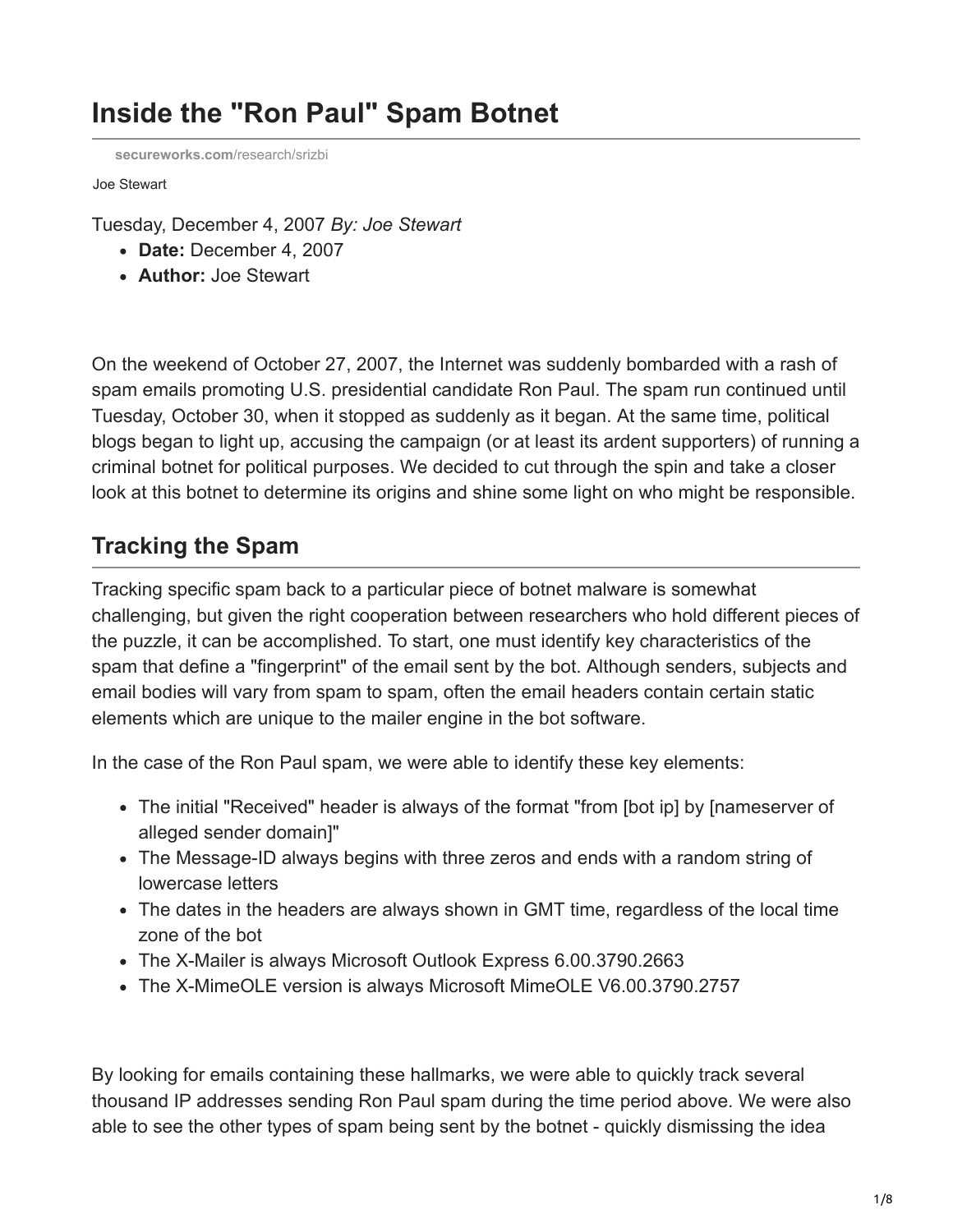# Inside the "Ron Paul" Spam Botnet

**secureworks.com**/research/srizbi

Joe Stewart

Tuesday, December 4, 2007 *By: Joe Stewart*

- **Date:** December 4, 2007
- **Author:** Joe Stewart

On the weekend of October 27, 2007, the Internet was suddenly bombarded with a rash of spam emails promoting U.S. presidential candidate Ron Paul. The spam run continued until Tuesday, October 30, when it stopped as suddenly as it began. At the same time, political blogs began to light up, accusing the campaign (or at least its ardent supporters) of running a criminal botnet for political purposes. We decided to cut through the spin and take a closer look at this botnet to determine its origins and shine some light on who might be responsible.

## Tracking the Spam

Tracking specific spam back to a particular piece of botnet malware is somewhat challenging, but given the right cooperation between researchers who hold different pieces of the puzzle, it can be accomplished. To start, one must identify key characteristics of the spam that define a "fingerprint" of the email sent by the bot. Although senders, subjects and email bodies will vary from spam to spam, often the email headers contain certain static elements which are unique to the mailer engine in the bot software.

In the case of the Ron Paul spam, we were able to identify these key elements:

- The initial "Received" header is always of the format "from [bot ip] by [nameserver of alleged sender domain]"
- The Message-ID always begins with three zeros and ends with a random string of lowercase letters
- The dates in the headers are always shown in GMT time, regardless of the local time zone of the bot
- The X-Mailer is always Microsoft Outlook Express 6.00.3790.2663
- The X-MimeOLE version is always Microsoft MimeOLE V6.00.3790.2757

By looking for emails containing these hallmarks, we were able to quickly track several thousand IP addresses sending Ron Paul spam during the time period above. We were also able to see the other types of spam being sent by the botnet - quickly dismissing the idea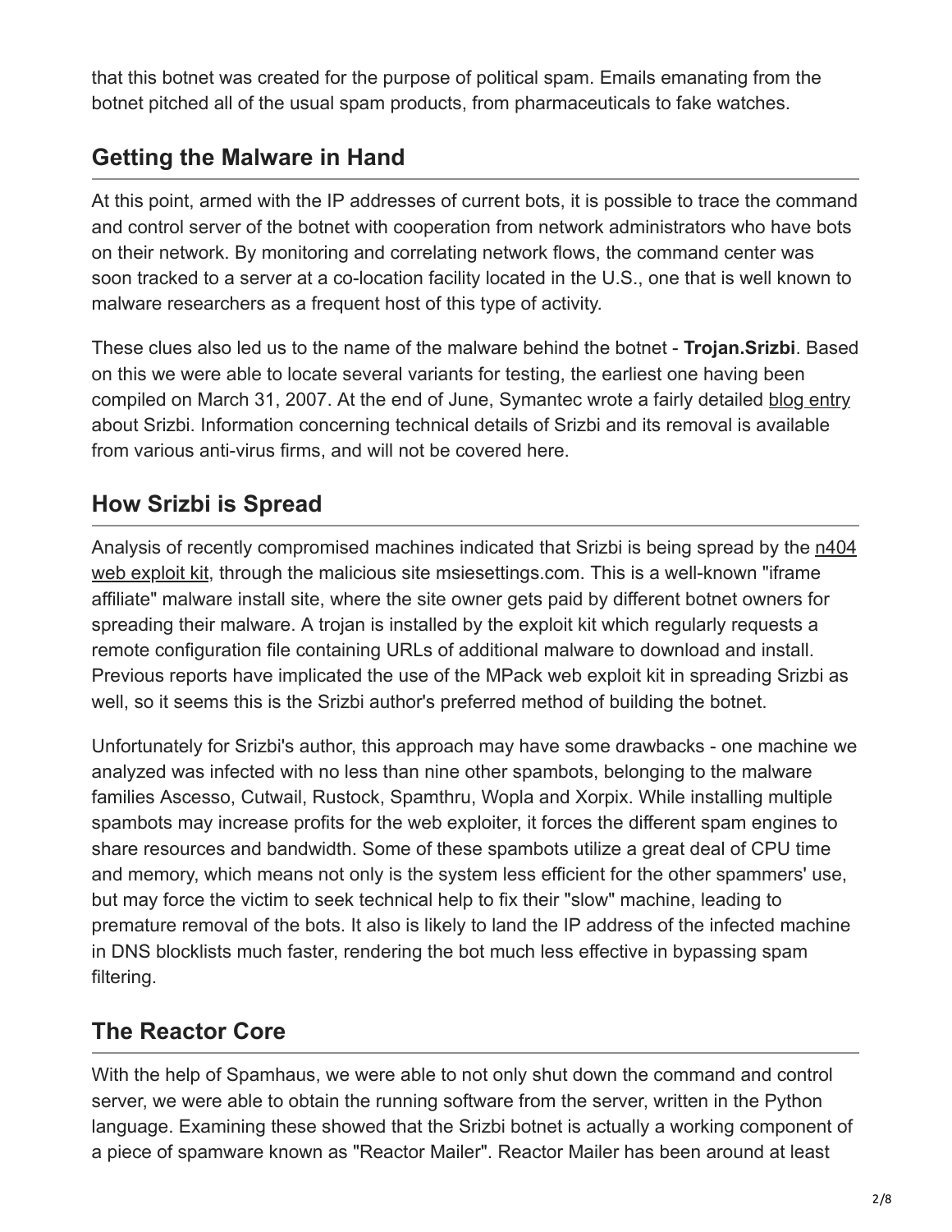that this botnet was created for the purpose of political spam. Emails emanating from the botnet pitched all of the usual spam products, from pharmaceuticals to fake watches.

## Getting the Malware in Hand

At this point, armed with the IP addresses of current bots, it is possible to trace the command and control server of the botnet with cooperation from network administrators who have bots on their network. By monitoring and correlating network flows, the command center was soon tracked to a server at a co-location facility located in the U.S., one that is well known to malware researchers as a frequent host of this type of activity.

These clues also led us to the name of the malware behind the botnet - **Trojan.Srizbi**. Based on this we were able to locate several variants for testing, the earliest one having been compiled on March 31, 2007. At the end of June, Symantec wrote a fairly detailed blog entry about Srizbi. Information concerning technical details of Srizbi and its removal is available from various anti-virus firms, and will not be covered here.

## How Srizbi is Spread

Analysis of recently compromised machines indicated that Srizbi is being spread by the n404 web exploit kit, through the malicious site msiesettings.com. This is a well-known "iframe affiliate" malware install site, where the site owner gets paid by different botnet owners for spreading their malware. A trojan is installed by the exploit kit which regularly requests a remote configuration file containing URLs of additional malware to download and install. Previous reports have implicated the use of the MPack web exploit kit in spreading Srizbi as well, so it seems this is the Srizbi author's preferred method of building the botnet.

Unfortunately for Srizbi's author, this approach may have some drawbacks - one machine we analyzed was infected with no less than nine other spambots, belonging to the malware families Ascesso, Cutwail, Rustock, Spamthru, Wopla and Xorpix. While installing multiple spambots may increase profits for the web exploiter, it forces the different spam engines to share resources and bandwidth. Some of these spambots utilize a great deal of CPU time and memory, which means not only is the system less efficient for the other spammers' use, but may force the victim to seek technical help to fix their "slow" machine, leading to premature removal of the bots. It also is likely to land the IP address of the infected machine in DNS blocklists much faster, rendering the bot much less effective in bypassing spam filtering.

## The Reactor Core

With the help of Spamhaus, we were able to not only shut down the command and control server, we were able to obtain the running software from the server, written in the Python language. Examining these showed that the Srizbi botnet is actually a working component of a piece of spamware known as "Reactor Mailer". Reactor Mailer has been around at least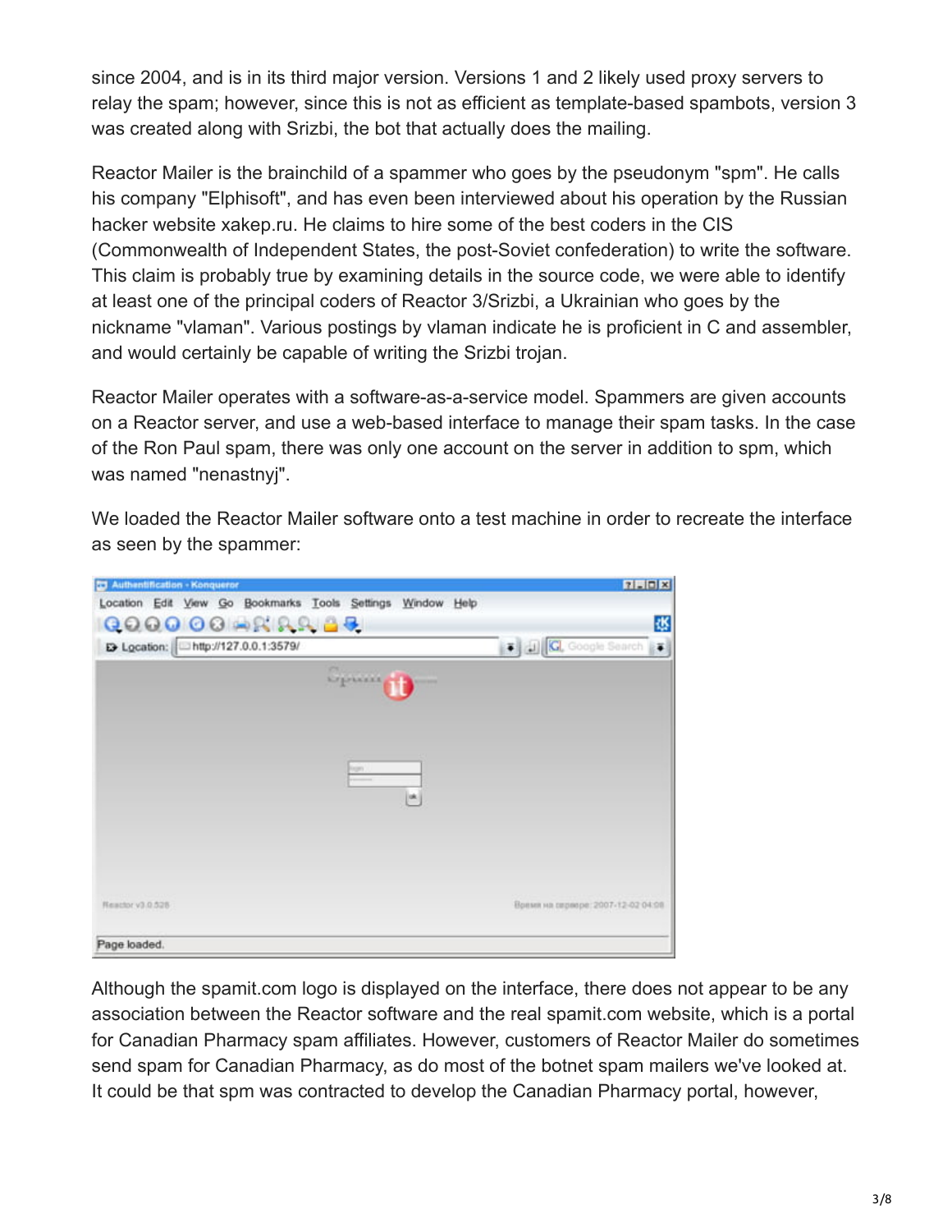since 2004, and is in its third major version. Versions 1 and 2 likely used proxy servers to relay the spam; however, since this is not as efficient as template-based spambots, version 3 was created along with Srizbi, the bot that actually does the mailing.

Reactor Mailer is the brainchild of a spammer who goes by the pseudonym "spm". He calls his company "Elphisoft", and has even been interviewed about his operation by the Russian hacker website xakep.ru. He claims to hire some of the best coders in the CIS (Commonwealth of Independent States, the post-Soviet confederation) to write the software. This claim is probably true by examining details in the source code, we were able to identify at least one of the principal coders of Reactor 3/Srizbi, a Ukrainian who goes by the nickname "vlaman". Various postings by vlaman indicate he is proficient in C and assembler, and would certainly be capable of writing the Srizbi trojan.

Reactor Mailer operates with a software-as-a-service model. Spammers are given accounts on a Reactor server, and use a web-based interface to manage their spam tasks. In the case of the Ron Paul spam, there was only one account on the server in addition to spm, which was named "nenastnyj".

We loaded the Reactor Mailer software onto a test machine in order to recreate the interface as seen by the spammer:

Although the spamit.com logo is displayed on the interface, there does not appear to be any association between the Reactor software and the real spamit.com website, which is a portal for Canadian Pharmacy spam affiliates. However, customers of Reactor Mailer do sometimes send spam for Canadian Pharmacy, as do most of the botnet spam mailers we've looked at. It could be that spm was contracted to develop the Canadian Pharmacy portal, however,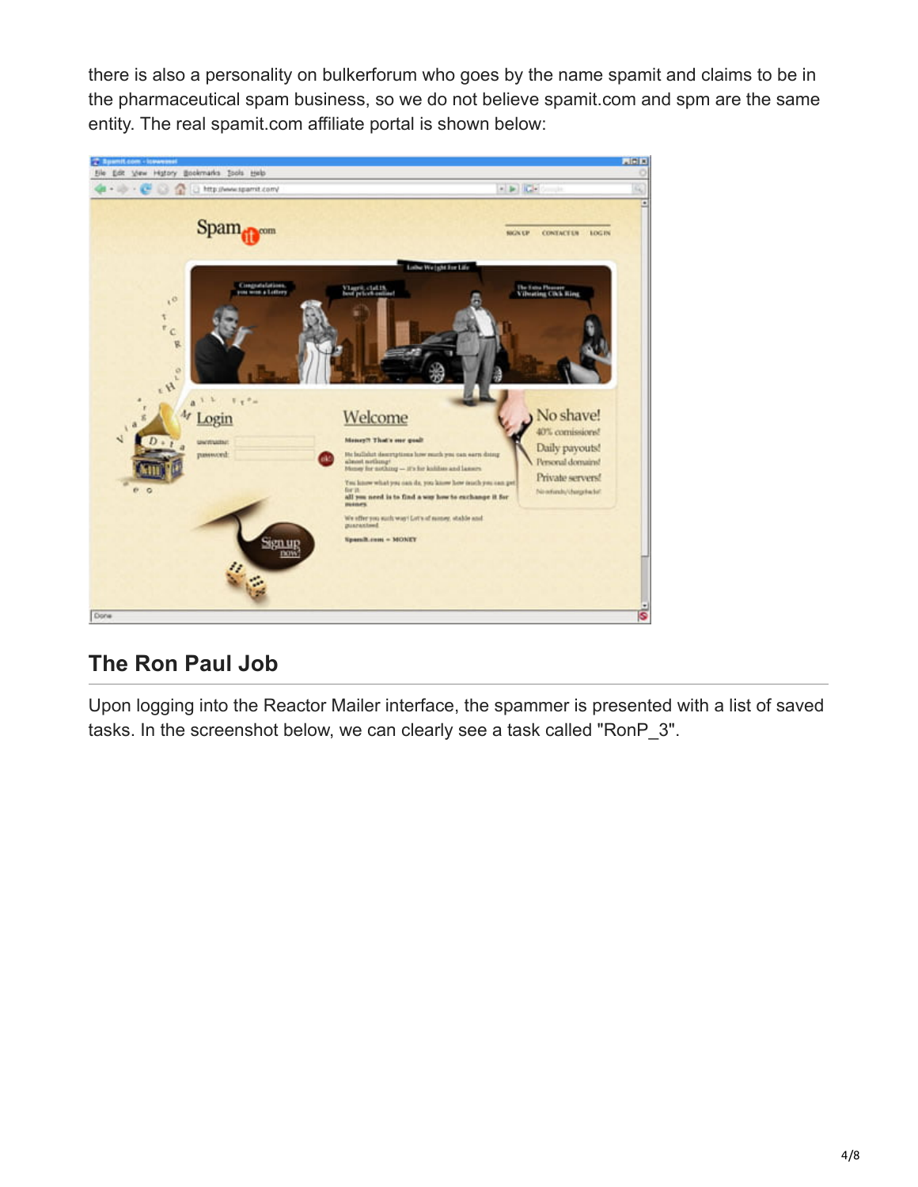there is also a personality on bulkerforum who goes by the name spamit and claims to be in the pharmaceutical spam business, so we do not believe spamit.com and spm are the same entity. The real spamit.com affiliate portal is shown below:

## The Ron Paul Job

Upon logging into the Reactor Mailer interface, the spammer is presented with a list of saved tasks. In the screenshot below, we can clearly see a task called "RonP_3".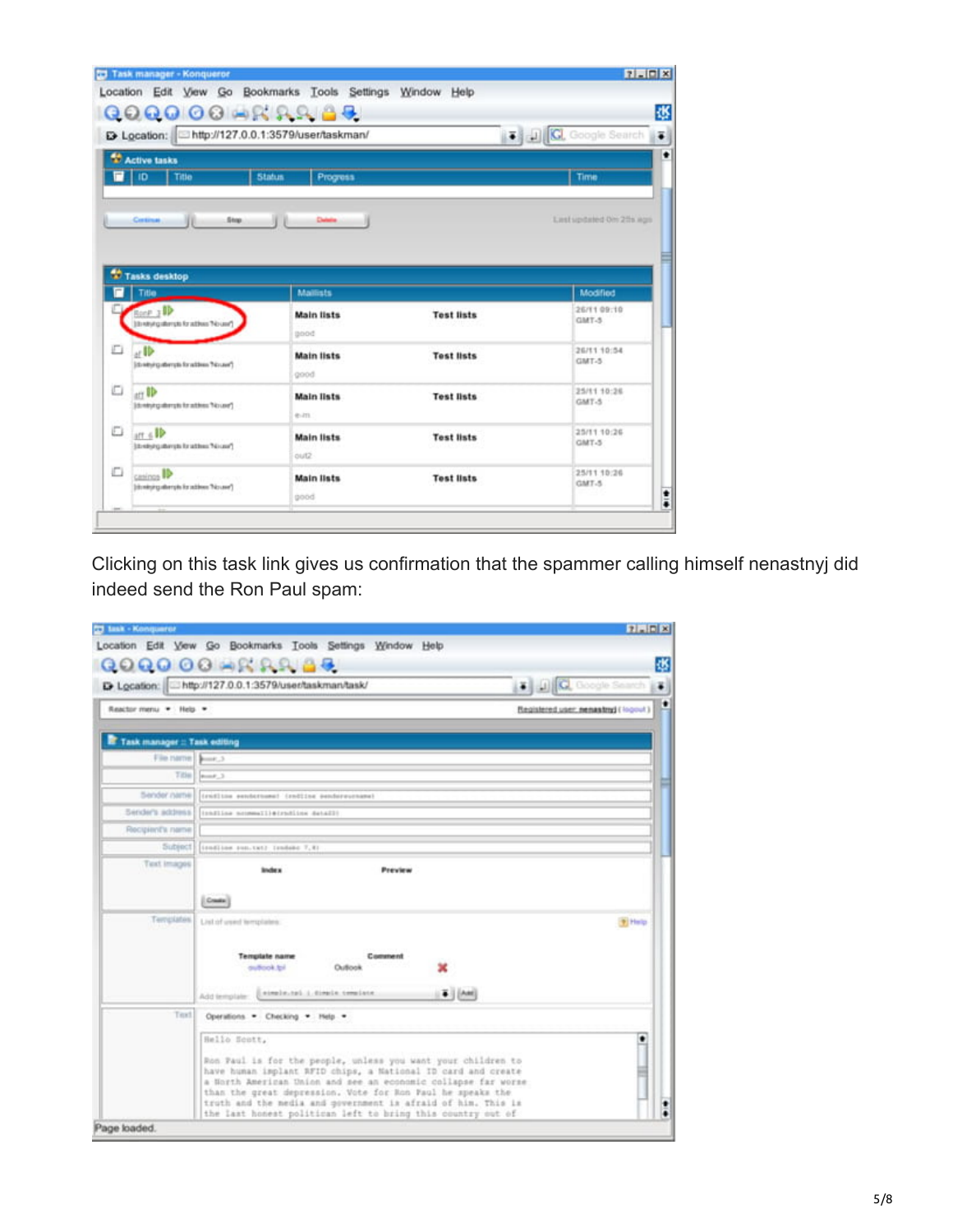Clicking on this task link gives us confirmation that the spammer calling himself nenastnyj did indeed send the Ron Paul spam: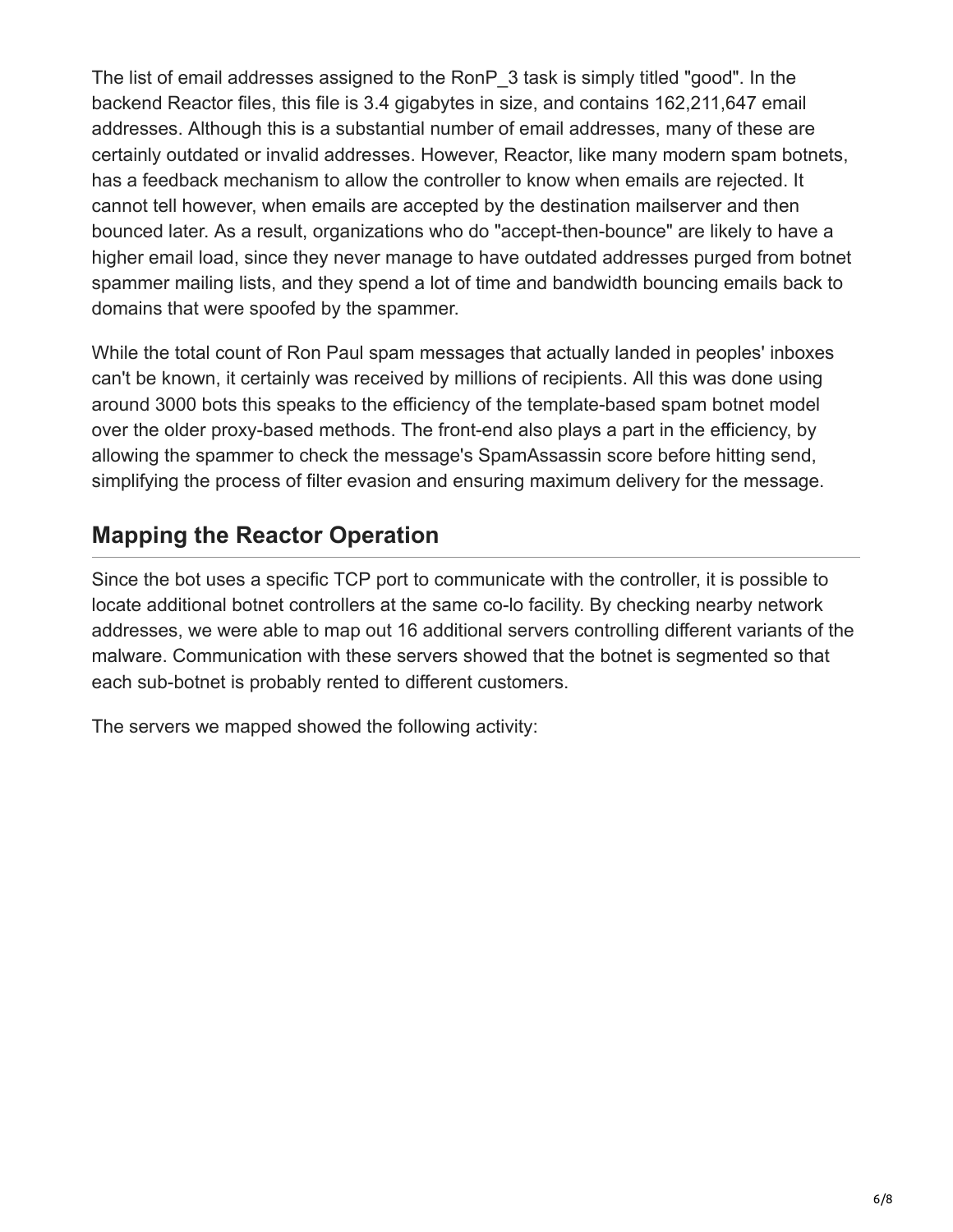The list of email addresses assigned to the RonP_3 task is simply titled "good". In the backend Reactor files, this file is 3.4 gigabytes in size, and contains 162,211,647 email addresses. Although this is a substantial number of email addresses, many of these are certainly outdated or invalid addresses. However, Reactor, like many modern spam botnets, has a feedback mechanism to allow the controller to know when emails are rejected. It cannot tell however, when emails are accepted by the destination mailserver and then bounced later. As a result, organizations who do "accept-then-bounce" are likely to have a higher email load, since they never manage to have outdated addresses purged from botnet spammer mailing lists, and they spend a lot of time and bandwidth bouncing emails back to domains that were spoofed by the spammer.

While the total count of Ron Paul spam messages that actually landed in peoples' inboxes can't be known, it certainly was received by millions of recipients. All this was done using around 3000 bots this speaks to the efficiency of the template-based spam botnet model over the older proxy-based methods. The front-end also plays a part in the efficiency, by allowing the spammer to check the message's SpamAssassin score before hitting send, simplifying the process of filter evasion and ensuring maximum delivery for the message.

## Mapping the Reactor Operation

Since the bot uses a specific TCP port to communicate with the controller, it is possible to locate additional botnet controllers at the same co-lo facility. By checking nearby network addresses, we were able to map out 16 additional servers controlling different variants of the malware. Communication with these servers showed that the botnet is segmented so that each sub-botnet is probably rented to different customers.

The servers we mapped showed the following activity: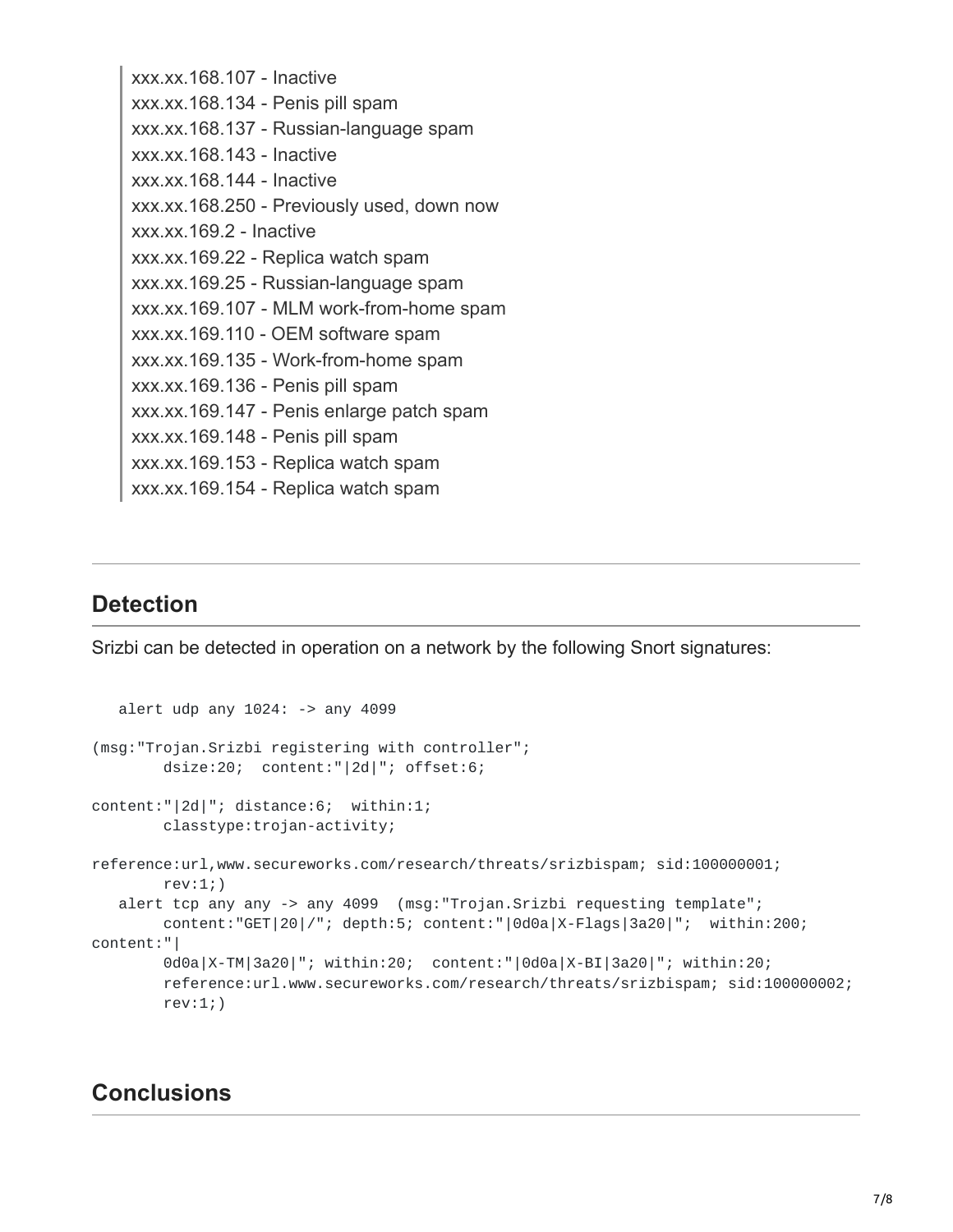xxx.xx.168.107 - Inactive
xxx.xx.168.134 - Penis pill spam
xxx.xx.168.137 - Russian-language spam
xxx.xx.168.143 - Inactive
xxx.xx.168.144 - Inactive
xxx.xx.168.250 - Previously used, down now
xxx.xx.169.2 - Inactive
xxx.xx.169.22 - Replica watch spam
xxx.xx.169.25 - Russian-language spam
xxx.xx.169.107 - MLM work-from-home spam
xxx.xx.169.110 - OEM software spam
xxx.xx.169.135 - Work-from-home spam
xxx.xx.169.136 - Penis pill spam
xxx.xx.169.147 - Penis enlarge patch spam
xxx.xx.169.148 - Penis pill spam
xxx.xx.169.153 - Replica watch spam
xxx.xx.169.154 - Replica watch spam

## Detection

Srizbi can be detected in operation on a network by the following Snort signatures:

```
   alert udp any 1024: -> any 4099

(msg:"Trojan.Srizbi registering with controller";
        dsize:20;  content:"|2d|"; offset:6;

content:"|2d|"; distance:6;  within:1;
        classtype:trojan-activity;

reference:url,www.secureworks.com/research/threats/srizbispam; sid:100000001;
        rev:1;)
   alert tcp any any -> any 4099  (msg:"Trojan.Srizbi requesting template";
        content:"GET|20|/"; depth:5; content:"|0d0a|X-Flags|3a20|";  within:200;
content:"|
        0d0a|X-TM|3a20|"; within:20;  content:"|0d0a|X-BI|3a20|"; within:20;
        reference:url.www.secureworks.com/research/threats/srizbispam; sid:100000002;
        rev:1;)
```

## Conclusions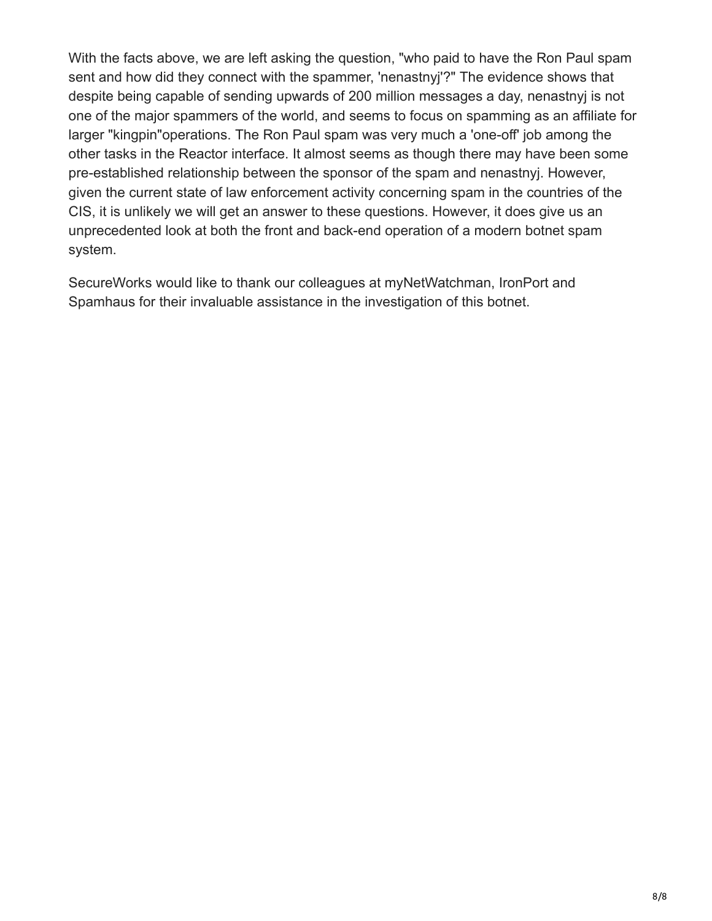With the facts above, we are left asking the question, "who paid to have the Ron Paul spam sent and how did they connect with the spammer, 'nenastnyj'?" The evidence shows that despite being capable of sending upwards of 200 million messages a day, nenastnyj is not one of the major spammers of the world, and seems to focus on spamming as an affiliate for larger "kingpin"operations. The Ron Paul spam was very much a 'one-off' job among the other tasks in the Reactor interface. It almost seems as though there may have been some pre-established relationship between the sponsor of the spam and nenastnyj. However, given the current state of law enforcement activity concerning spam in the countries of the CIS, it is unlikely we will get an answer to these questions. However, it does give us an unprecedented look at both the front and back-end operation of a modern botnet spam system.

SecureWorks would like to thank our colleagues at myNetWatchman, IronPort and Spamhaus for their invaluable assistance in the investigation of this botnet.